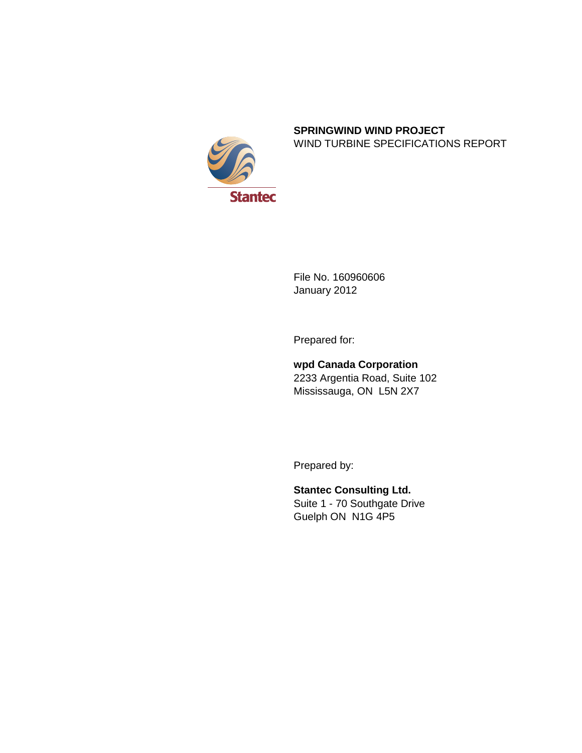Stantec

# SPRINGWIND WIND PROJECT

WIND TURBINE SPECIFICATIONS REPORT

File No. 160960606
January 2012

Prepared for:

**wpd Canada Corporation**
2233 Argentia Road, Suite 102
Mississauga, ON  L5N 2X7

Prepared by:

**Stantec Consulting Ltd.**
Suite 1 - 70 Southgate Drive
Guelph ON  N1G 4P5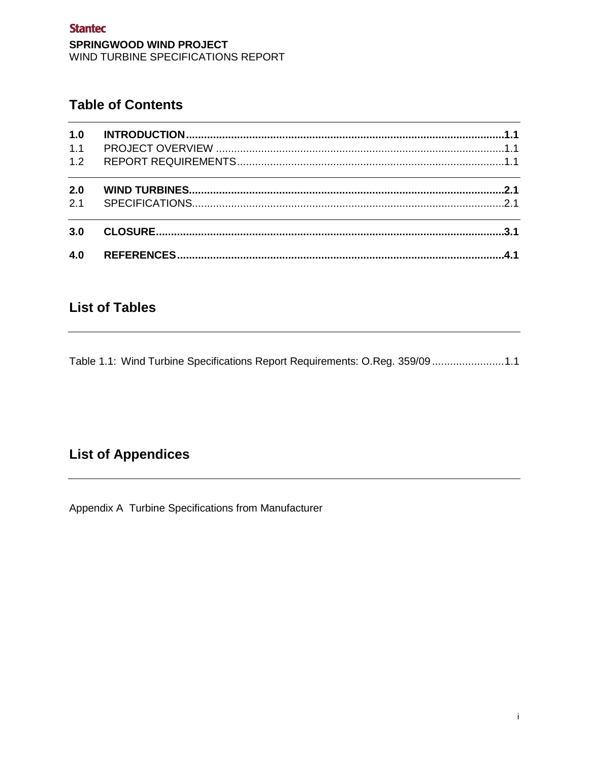## Table of Contents

| | | |
|---|---|---|
| **1.0** | **INTRODUCTION** | **1.1** |
| 1.1 | PROJECT OVERVIEW | 1.1 |
| 1.2 | REPORT REQUIREMENTS | 1.1 |
| **2.0** | **WIND TURBINES** | **2.1** |
| 2.1 | SPECIFICATIONS | 2.1 |
| **3.0** | **CLOSURE** | **3.1** |
| **4.0** | **REFERENCES** | **4.1** |

## List of Tables

Table 1.1: Wind Turbine Specifications Report Requirements: O.Reg. 359/09 ........................ 1.1

## List of Appendices

Appendix A Turbine Specifications from Manufacturer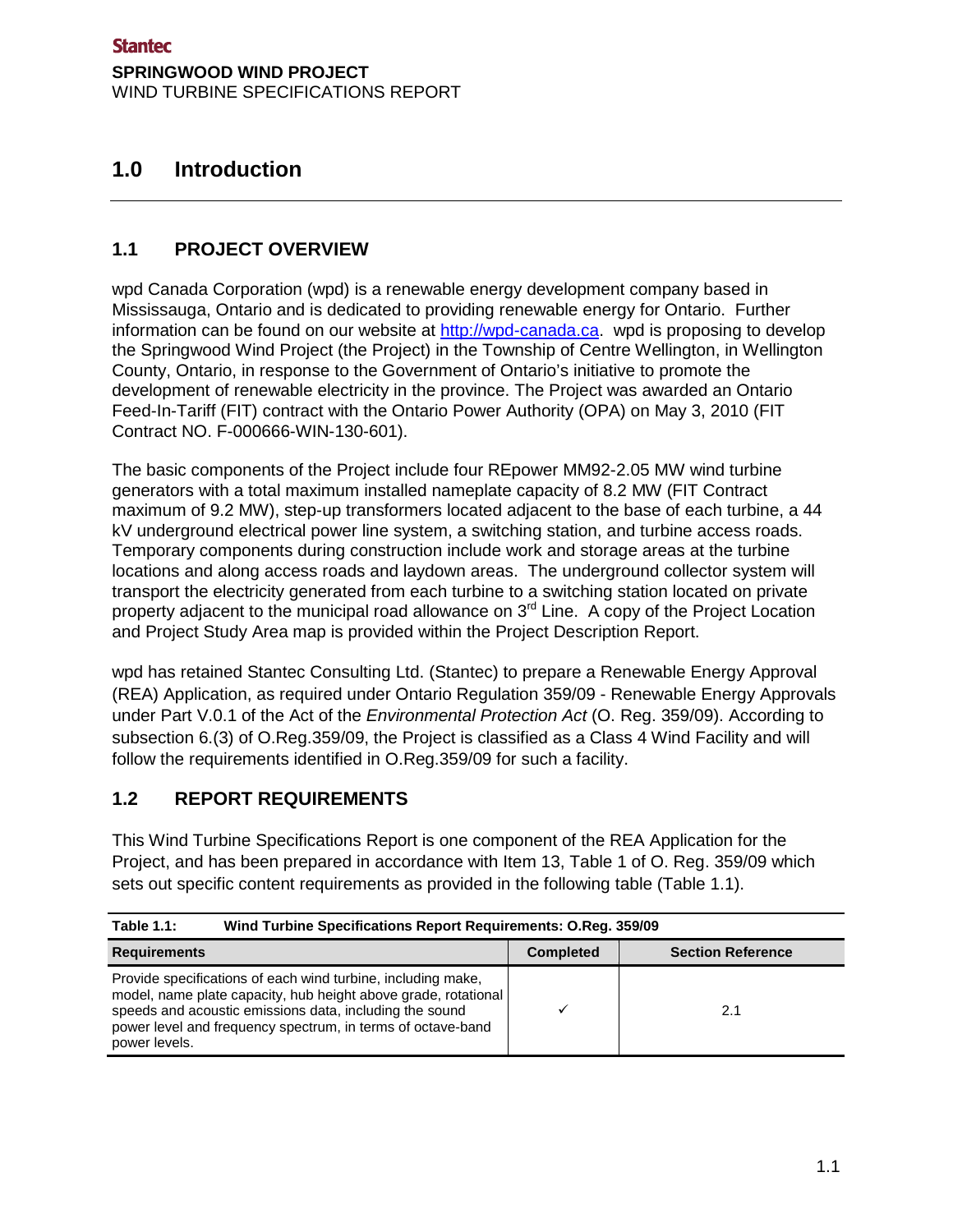# 1.0 Introduction

## 1.1 PROJECT OVERVIEW

wpd Canada Corporation (wpd) is a renewable energy development company based in Mississauga, Ontario and is dedicated to providing renewable energy for Ontario. Further information can be found on our website at [http://wpd-canada.ca](http://wpd-canada.ca). wpd is proposing to develop the Springwood Wind Project (the Project) in the Township of Centre Wellington, in Wellington County, Ontario, in response to the Government of Ontario's initiative to promote the development of renewable electricity in the province. The Project was awarded an Ontario Feed-In-Tariff (FIT) contract with the Ontario Power Authority (OPA) on May 3, 2010 (FIT Contract NO. F-000666-WIN-130-601).

The basic components of the Project include four REpower MM92-2.05 MW wind turbine generators with a total maximum installed nameplate capacity of 8.2 MW (FIT Contract maximum of 9.2 MW), step-up transformers located adjacent to the base of each turbine, a 44 kV underground electrical power line system, a switching station, and turbine access roads. Temporary components during construction include work and storage areas at the turbine locations and along access roads and laydown areas. The underground collector system will transport the electricity generated from each turbine to a switching station located on private property adjacent to the municipal road allowance on 3rd Line. A copy of the Project Location and Project Study Area map is provided within the Project Description Report.

wpd has retained Stantec Consulting Ltd. (Stantec) to prepare a Renewable Energy Approval (REA) Application, as required under Ontario Regulation 359/09 - Renewable Energy Approvals under Part V.0.1 of the Act of the *Environmental Protection Act* (O. Reg. 359/09). According to subsection 6.(3) of O.Reg.359/09, the Project is classified as a Class 4 Wind Facility and will follow the requirements identified in O.Reg.359/09 for such a facility.

## 1.2 REPORT REQUIREMENTS

This Wind Turbine Specifications Report is one component of the REA Application for the Project, and has been prepared in accordance with Item 13, Table 1 of O. Reg. 359/09 which sets out specific content requirements as provided in the following table (Table 1.1).

**Table 1.1: Wind Turbine Specifications Report Requirements: O.Reg. 359/09**

| Requirements | Completed | Section Reference |
|---|---|---|
| Provide specifications of each wind turbine, including make, model, name plate capacity, hub height above grade, rotational speeds and acoustic emissions data, including the sound power level and frequency spectrum, in terms of octave-band power levels. | ✓ | 2.1 |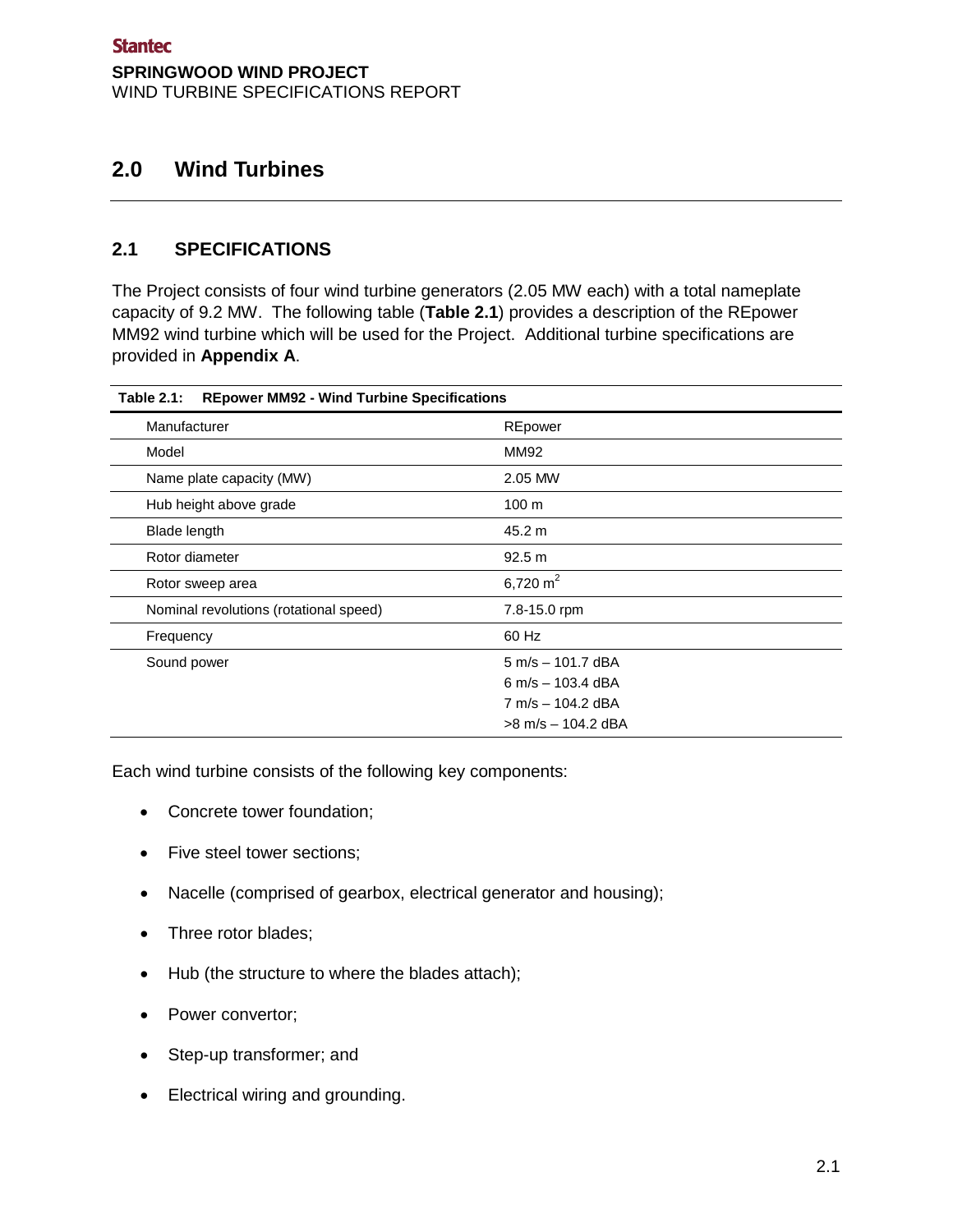# 2.0 Wind Turbines

## 2.1 SPECIFICATIONS

The Project consists of four wind turbine generators (2.05 MW each) with a total nameplate capacity of 9.2 MW. The following table (**Table 2.1**) provides a description of the REpower MM92 wind turbine which will be used for the Project. Additional turbine specifications are provided in **Appendix A**.

**Table 2.1: REpower MM92 - Wind Turbine Specifications**

| | |
|---|---|
| Manufacturer | REpower |
| Model | MM92 |
| Name plate capacity (MW) | 2.05 MW |
| Hub height above grade | 100 m |
| Blade length | 45.2 m |
| Rotor diameter | 92.5 m |
| Rotor sweep area | 6,720 $m^2$ |
| Nominal revolutions (rotational speed) | 7.8-15.0 rpm |
| Frequency | 60 Hz |
| Sound power | 5 m/s – 101.7 dBA<br>6 m/s – 103.4 dBA<br>7 m/s – 104.2 dBA<br>>8 m/s – 104.2 dBA |

Each wind turbine consists of the following key components:

- Concrete tower foundation;
- Five steel tower sections;
- Nacelle (comprised of gearbox, electrical generator and housing);
- Three rotor blades;
- Hub (the structure to where the blades attach);
- Power convertor;
- Step-up transformer; and
- Electrical wiring and grounding.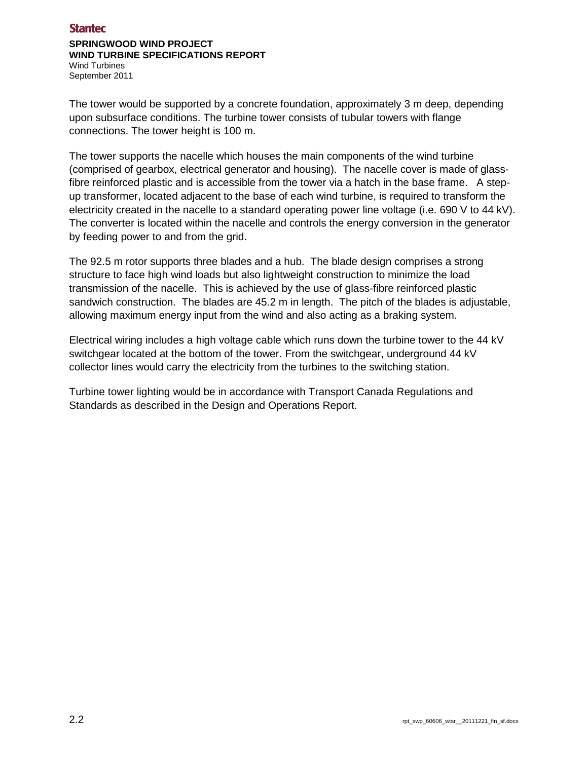The tower would be supported by a concrete foundation, approximately 3 m deep, depending upon subsurface conditions. The turbine tower consists of tubular towers with flange connections. The tower height is 100 m.

The tower supports the nacelle which houses the main components of the wind turbine (comprised of gearbox, electrical generator and housing). The nacelle cover is made of glass-fibre reinforced plastic and is accessible from the tower via a hatch in the base frame. A step-up transformer, located adjacent to the base of each wind turbine, is required to transform the electricity created in the nacelle to a standard operating power line voltage (i.e. 690 V to 44 kV). The converter is located within the nacelle and controls the energy conversion in the generator by feeding power to and from the grid.

The 92.5 m rotor supports three blades and a hub. The blade design comprises a strong structure to face high wind loads but also lightweight construction to minimize the load transmission of the nacelle. This is achieved by the use of glass-fibre reinforced plastic sandwich construction. The blades are 45.2 m in length. The pitch of the blades is adjustable, allowing maximum energy input from the wind and also acting as a braking system.

Electrical wiring includes a high voltage cable which runs down the turbine tower to the 44 kV switchgear located at the bottom of the tower. From the switchgear, underground 44 kV collector lines would carry the electricity from the turbines to the switching station.

Turbine tower lighting would be in accordance with Transport Canada Regulations and Standards as described in the Design and Operations Report.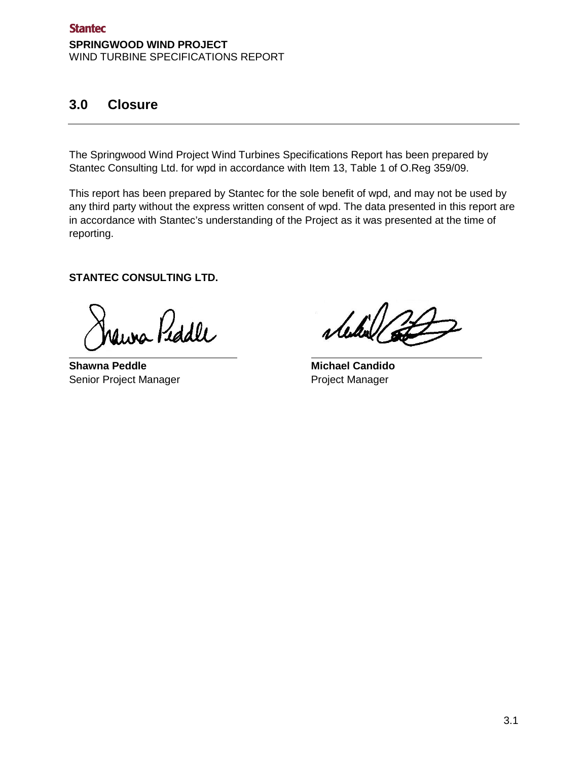## 3.0 Closure

The Springwood Wind Project Wind Turbines Specifications Report has been prepared by Stantec Consulting Ltd. for wpd in accordance with Item 13, Table 1 of O.Reg 359/09.

This report has been prepared by Stantec for the sole benefit of wpd, and may not be used by any third party without the express written consent of wpd. The data presented in this report are in accordance with Stantec's understanding of the Project as it was presented at the time of reporting.

**STANTEC CONSULTING LTD.**

**Shawna Peddle**
Senior Project Manager

**Michael Candido**
Project Manager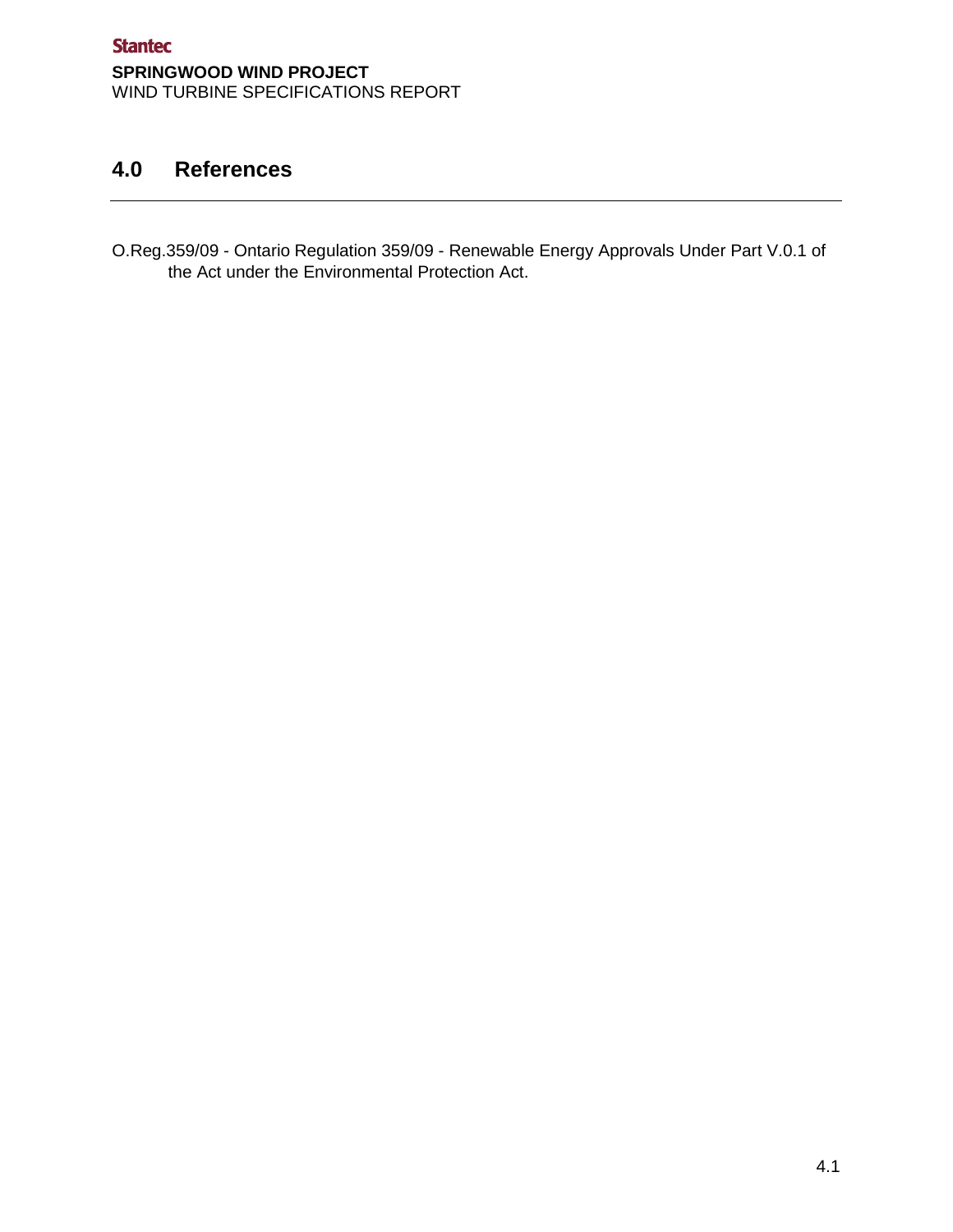## 4.0 References

O.Reg.359/09 - Ontario Regulation 359/09 - Renewable Energy Approvals Under Part V.0.1 of the Act under the Environmental Protection Act.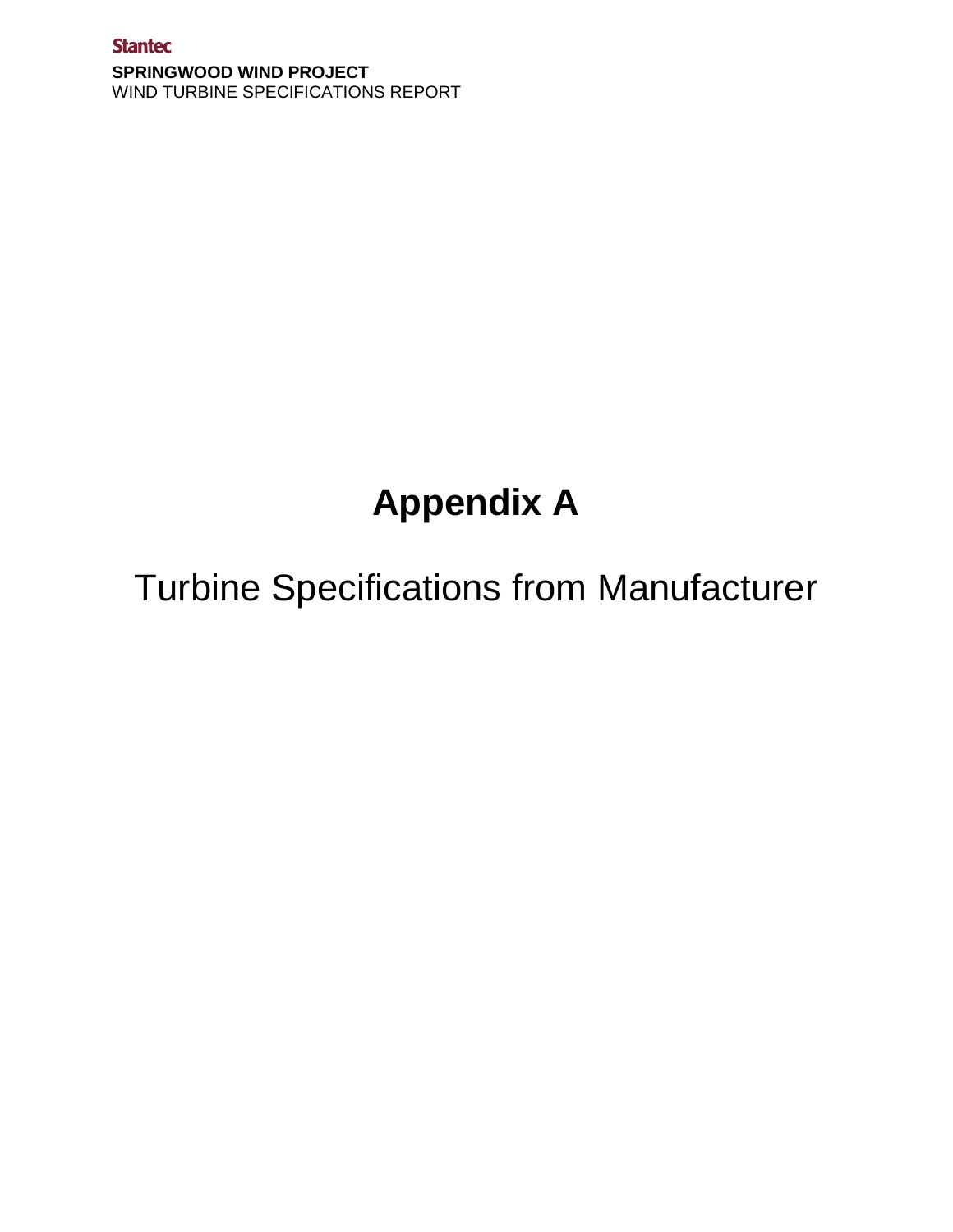# Appendix A

## Turbine Specifications from Manufacturer